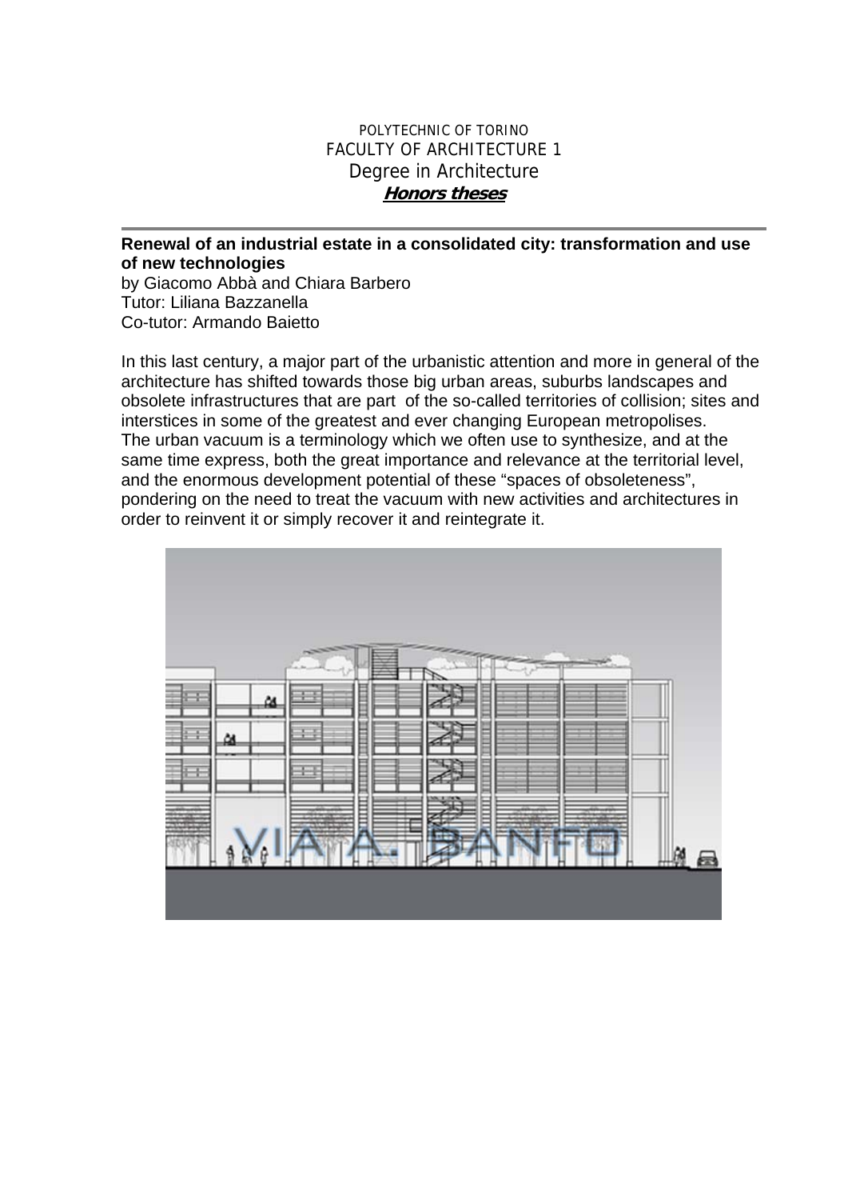POLYTECHNIC OF TORINO
FACULTY OF ARCHITECTURE 1
Degree in Architecture
***Honors theses***

---

**Renewal of an industrial estate in a consolidated city: transformation and use of new technologies**
by Giacomo Abbà and Chiara Barbero
Tutor: Liliana Bazzanella
Co-tutor: Armando Baietto

In this last century, a major part of the urbanistic attention and more in general of the architecture has shifted towards those big urban areas, suburbs landscapes and obsolete infrastructures that are part of the so-called territories of collision; sites and interstices in some of the greatest and ever changing European metropolises.
The urban vacuum is a terminology which we often use to synthesize, and at the same time express, both the great importance and relevance at the territorial level, and the enormous development potential of these "spaces of obsoleteness", pondering on the need to treat the vacuum with new activities and architectures in order to reinvent it or simply recover it and reintegrate it.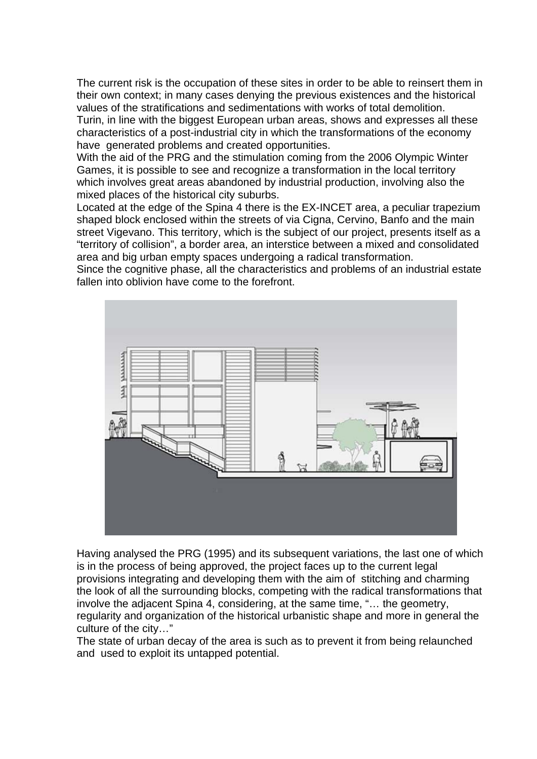The current risk is the occupation of these sites in order to be able to reinsert them in their own context; in many cases denying the previous existences and the historical values of the stratifications and sedimentations with works of total demolition.
Turin, in line with the biggest European urban areas, shows and expresses all these characteristics of a post-industrial city in which the transformations of the economy have generated problems and created opportunities.
With the aid of the PRG and the stimulation coming from the 2006 Olympic Winter Games, it is possible to see and recognize a transformation in the local territory which involves great areas abandoned by industrial production, involving also the mixed places of the historical city suburbs.
Located at the edge of the Spina 4 there is the EX-INCET area, a peculiar trapezium shaped block enclosed within the streets of via Cigna, Cervino, Banfo and the main street Vigevano. This territory, which is the subject of our project, presents itself as a "territory of collision", a border area, an interstice between a mixed and consolidated area and big urban empty spaces undergoing a radical transformation.
Since the cognitive phase, all the characteristics and problems of an industrial estate fallen into oblivion have come to the forefront.

Having analysed the PRG (1995) and its subsequent variations, the last one of which is in the process of being approved, the project faces up to the current legal provisions integrating and developing them with the aim of stitching and charming the look of all the surrounding blocks, competing with the radical transformations that involve the adjacent Spina 4, considering, at the same time, "… the geometry, regularity and organization of the historical urbanistic shape and more in general the culture of the city…"
The state of urban decay of the area is such as to prevent it from being relaunched and used to exploit its untapped potential.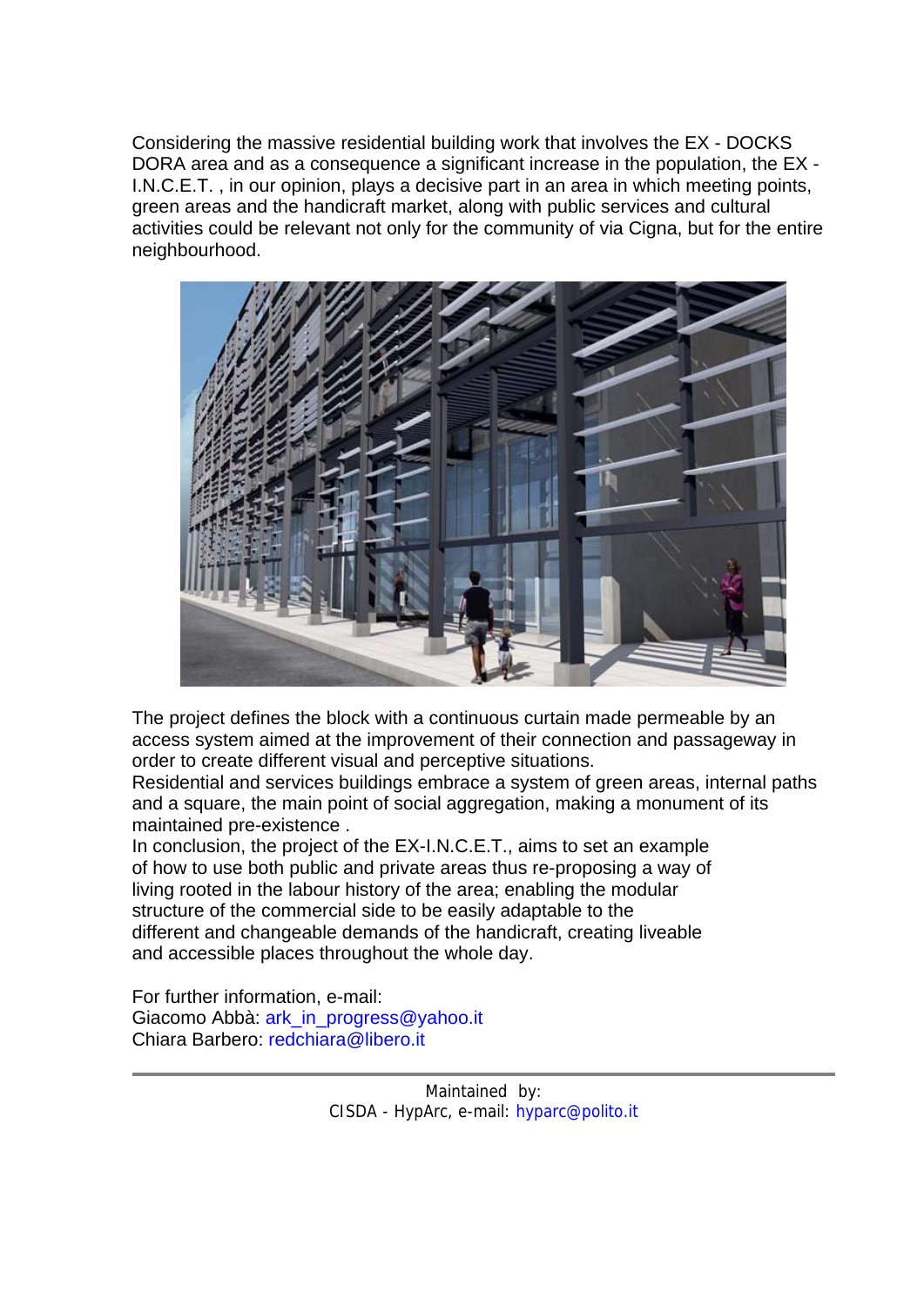Considering the massive residential building work that involves the EX - DOCKS DORA area and as a consequence a significant increase in the population, the EX - I.N.C.E.T. , in our opinion, plays a decisive part in an area in which meeting points, green areas and the handicraft market, along with public services and cultural activities could be relevant not only for the community of via Cigna, but for the entire neighbourhood.

The project defines the block with a continuous curtain made permeable by an access system aimed at the improvement of their connection and passageway in order to create different visual and perceptive situations.
Residential and services buildings embrace a system of green areas, internal paths and a square, the main point of social aggregation, making a monument of its maintained pre-existence .
In conclusion, the project of the EX-I.N.C.E.T., aims to set an example of how to use both public and private areas thus re-proposing a way of living rooted in the labour history of the area; enabling the modular structure of the commercial side to be easily adaptable to the different and changeable demands of the handicraft, creating liveable and accessible places throughout the whole day.

For further information, e-mail:
Giacomo Abbà: ark_in_progress@yahoo.it
Chiara Barbero: redchiara@libero.it

---

Maintained by:
CISDA - HypArc, e-mail: hyparc@polito.it